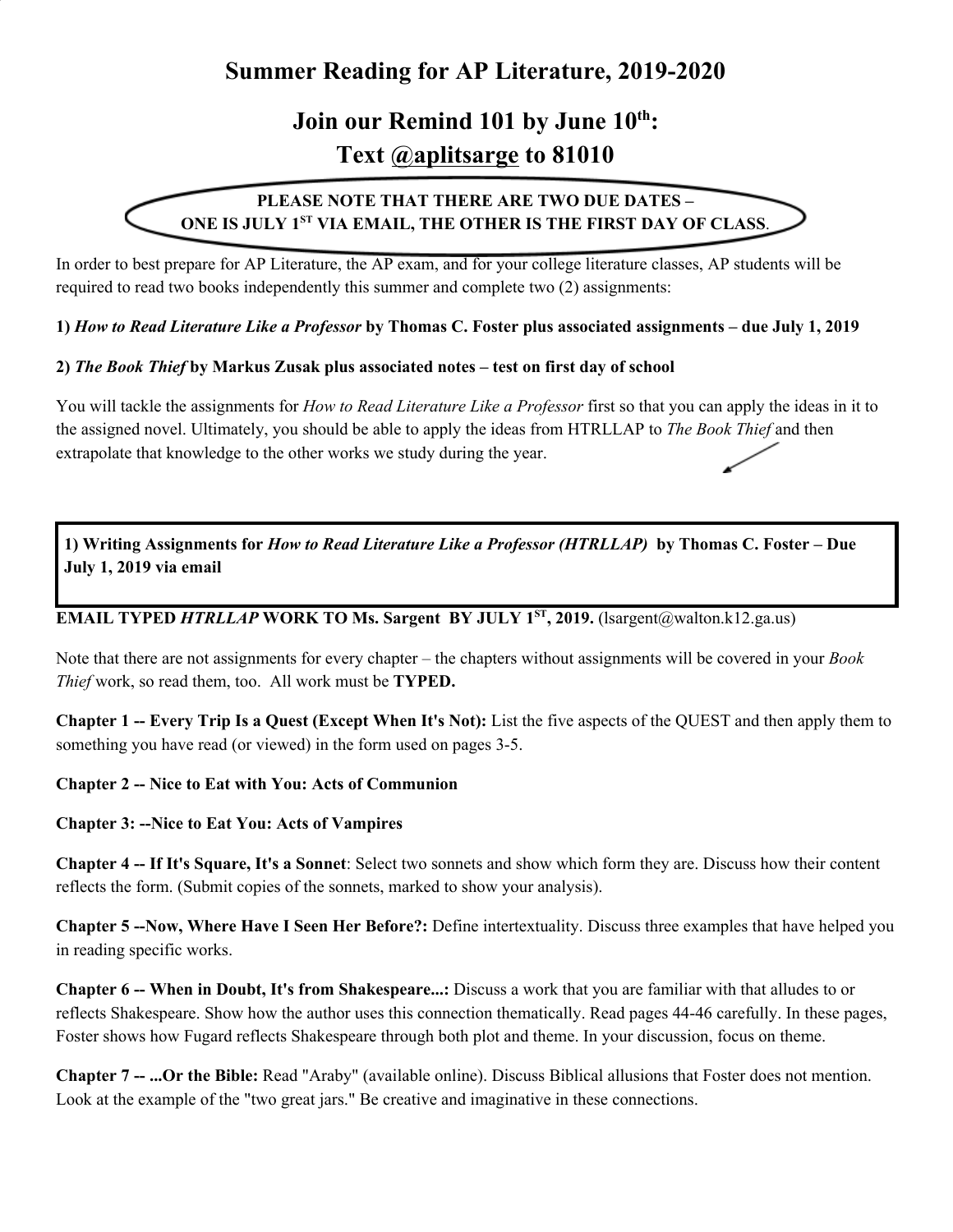# Summer Reading for AP Literature, 2019-2020

## Join our Remind 101 by June 10th:
## Text @aplitsarge to 81010

**PLEASE NOTE THAT THERE ARE TWO DUE DATES – ONE IS JULY 1ST VIA EMAIL, THE OTHER IS THE FIRST DAY OF CLASS**.

In order to best prepare for AP Literature, the AP exam, and for your college literature classes, AP students will be required to read two books independently this summer and complete two (2) assignments:

**1)** ***How to Read Literature Like a Professor*** **by Thomas C. Foster plus associated assignments – due July 1, 2019**

**2)** ***The Book Thief*** **by Markus Zusak plus associated notes – test on first day of school**

You will tackle the assignments for *How to Read Literature Like a Professor* first so that you can apply the ideas in it to the assigned novel. Ultimately, you should be able to apply the ideas from HTRLLAP to *The Book Thief* and then extrapolate that knowledge to the other works we study during the year.

**1) Writing Assignments for** ***How to Read Literature Like a Professor (HTRLLAP)*** **by Thomas C. Foster – Due July 1, 2019 via email**

**EMAIL TYPED** ***HTRLLAP*** **WORK TO Ms. Sargent BY JULY 1ST, 2019.** (lsargent@walton.k12.ga.us)

Note that there are not assignments for every chapter – the chapters without assignments will be covered in your *Book Thief* work, so read them, too. All work must be **TYPED.**

**Chapter 1 -- Every Trip Is a Quest (Except When It's Not):** List the five aspects of the QUEST and then apply them to something you have read (or viewed) in the form used on pages 3-5.

**Chapter 2 -- Nice to Eat with You: Acts of Communion**

**Chapter 3: --Nice to Eat You: Acts of Vampires**

**Chapter 4 -- If It's Square, It's a Sonnet**: Select two sonnets and show which form they are. Discuss how their content reflects the form. (Submit copies of the sonnets, marked to show your analysis).

**Chapter 5 --Now, Where Have I Seen Her Before?:** Define intertextuality. Discuss three examples that have helped you in reading specific works.

**Chapter 6 -- When in Doubt, It's from Shakespeare...:** Discuss a work that you are familiar with that alludes to or reflects Shakespeare. Show how the author uses this connection thematically. Read pages 44-46 carefully. In these pages, Foster shows how Fugard reflects Shakespeare through both plot and theme. In your discussion, focus on theme.

**Chapter 7 -- ...Or the Bible:** Read "Araby" (available online). Discuss Biblical allusions that Foster does not mention. Look at the example of the "two great jars." Be creative and imaginative in these connections.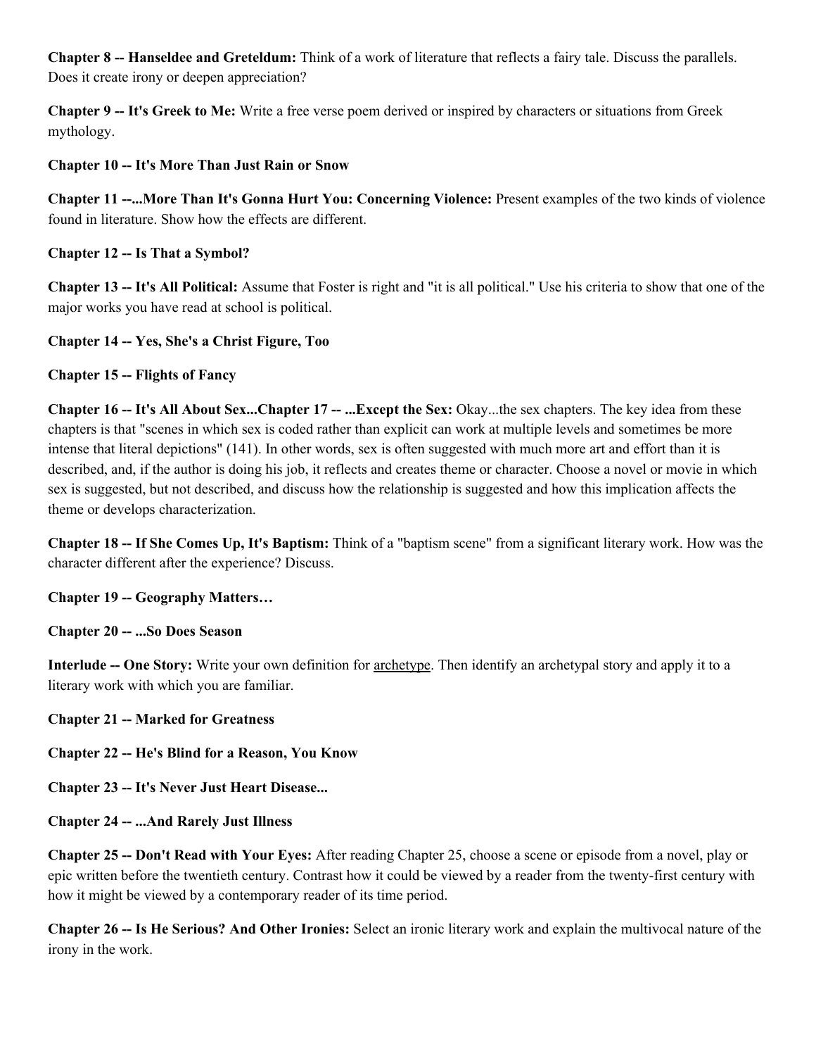**Chapter 8 -- Hanseldee and Greteldum:** Think of a work of literature that reflects a fairy tale. Discuss the parallels. Does it create irony or deepen appreciation?

**Chapter 9 -- It's Greek to Me:** Write a free verse poem derived or inspired by characters or situations from Greek mythology.

**Chapter 10 -- It's More Than Just Rain or Snow**

**Chapter 11 --...More Than It's Gonna Hurt You: Concerning Violence:** Present examples of the two kinds of violence found in literature. Show how the effects are different.

**Chapter 12 -- Is That a Symbol?**

**Chapter 13 -- It's All Political:** Assume that Foster is right and "it is all political." Use his criteria to show that one of the major works you have read at school is political.

**Chapter 14 -- Yes, She's a Christ Figure, Too**

**Chapter 15 -- Flights of Fancy**

**Chapter 16 -- It's All About Sex...Chapter 17 -- ...Except the Sex:** Okay...the sex chapters. The key idea from these chapters is that "scenes in which sex is coded rather than explicit can work at multiple levels and sometimes be more intense that literal depictions" (141). In other words, sex is often suggested with much more art and effort than it is described, and, if the author is doing his job, it reflects and creates theme or character. Choose a novel or movie in which sex is suggested, but not described, and discuss how the relationship is suggested and how this implication affects the theme or develops characterization.

**Chapter 18 -- If She Comes Up, It's Baptism:** Think of a "baptism scene" from a significant literary work. How was the character different after the experience? Discuss.

**Chapter 19 -- Geography Matters…**

**Chapter 20 -- ...So Does Season**

**Interlude -- One Story:** Write your own definition for <u>archetype</u>. Then identify an archetypal story and apply it to a literary work with which you are familiar.

**Chapter 21 -- Marked for Greatness**

**Chapter 22 -- He's Blind for a Reason, You Know**

**Chapter 23 -- It's Never Just Heart Disease...**

**Chapter 24 -- ...And Rarely Just Illness**

**Chapter 25 -- Don't Read with Your Eyes:** After reading Chapter 25, choose a scene or episode from a novel, play or epic written before the twentieth century. Contrast how it could be viewed by a reader from the twenty-first century with how it might be viewed by a contemporary reader of its time period.

**Chapter 26 -- Is He Serious? And Other Ironies:** Select an ironic literary work and explain the multivocal nature of the irony in the work.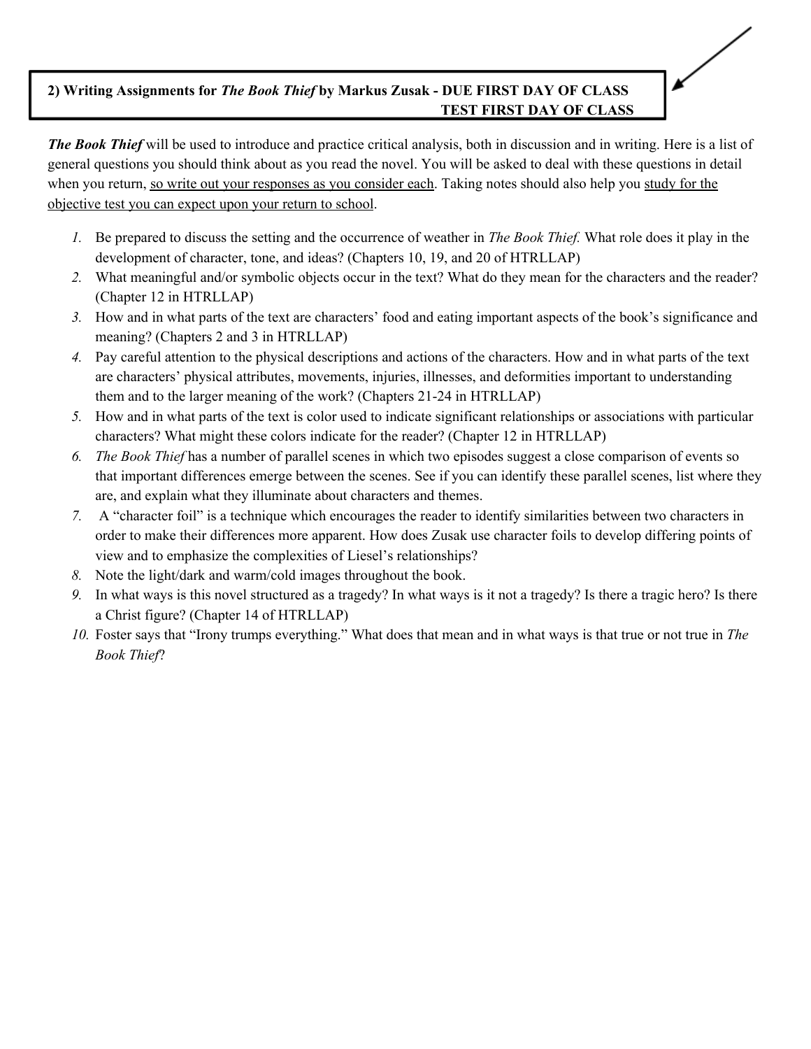**2) Writing Assignments for *The Book Thief* by Markus Zusak - DUE FIRST DAY OF CLASS**
**TEST FIRST DAY OF CLASS**

***The Book Thief*** will be used to introduce and practice critical analysis, both in discussion and in writing. Here is a list of general questions you should think about as you read the novel. You will be asked to deal with these questions in detail when you return, <u>so write out your responses as you consider each</u>. Taking notes should also help you <u>study for the objective test you can expect upon your return to school</u>.

1. Be prepared to discuss the setting and the occurrence of weather in *The Book Thief.* What role does it play in the development of character, tone, and ideas? (Chapters 10, 19, and 20 of HTRLLAP)
2. What meaningful and/or symbolic objects occur in the text? What do they mean for the characters and the reader? (Chapter 12 in HTRLLAP)
3. How and in what parts of the text are characters' food and eating important aspects of the book's significance and meaning? (Chapters 2 and 3 in HTRLLAP)
4. Pay careful attention to the physical descriptions and actions of the characters. How and in what parts of the text are characters' physical attributes, movements, injuries, illnesses, and deformities important to understanding them and to the larger meaning of the work? (Chapters 21-24 in HTRLLAP)
5. How and in what parts of the text is color used to indicate significant relationships or associations with particular characters? What might these colors indicate for the reader? (Chapter 12 in HTRLLAP)
6. *The Book Thief* has a number of parallel scenes in which two episodes suggest a close comparison of events so that important differences emerge between the scenes. See if you can identify these parallel scenes, list where they are, and explain what they illuminate about characters and themes.
7. A "character foil" is a technique which encourages the reader to identify similarities between two characters in order to make their differences more apparent. How does Zusak use character foils to develop differing points of view and to emphasize the complexities of Liesel's relationships?
8. Note the light/dark and warm/cold images throughout the book.
9. In what ways is this novel structured as a tragedy? In what ways is it not a tragedy? Is there a tragic hero? Is there a Christ figure? (Chapter 14 of HTRLLAP)
10. Foster says that "Irony trumps everything." What does that mean and in what ways is that true or not true in *The Book Thief*?